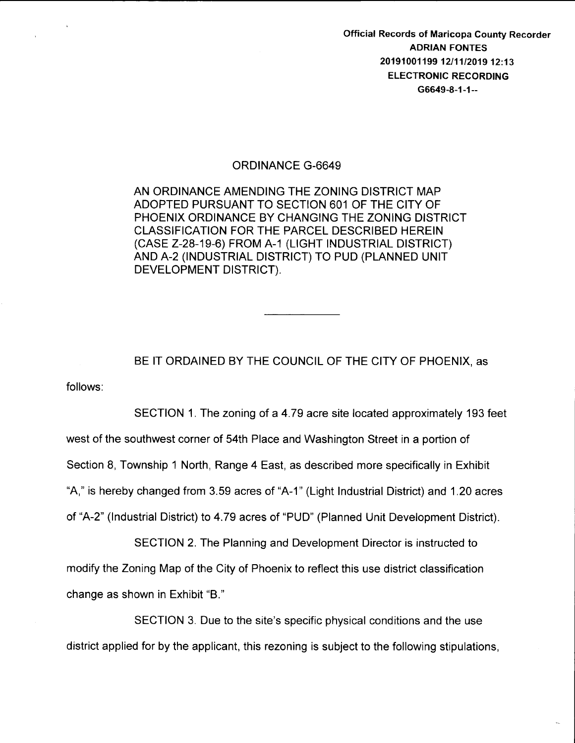Official Records of Maricopa County Recorder
ADRIAN FONTES
20191001199 12/11/2019 12:13
ELECTRONIC RECORDING
G6649-8-1-1--

# ORDINANCE G-6649

AN ORDINANCE AMENDING THE ZONING DISTRICT MAP ADOPTED PURSUANT TO SECTION 601 OF THE CITY OF PHOENIX ORDINANCE BY CHANGING THE ZONING DISTRICT CLASSIFICATION FOR THE PARCEL DESCRIBED HEREIN (CASE Z-28-19-6) FROM A-1 (LIGHT INDUSTRIAL DISTRICT) AND A-2 (INDUSTRIAL DISTRICT) TO PUD (PLANNED UNIT DEVELOPMENT DISTRICT).

---

BE IT ORDAINED BY THE COUNCIL OF THE CITY OF PHOENIX, as follows:

SECTION 1. The zoning of a 4.79 acre site located approximately 193 feet west of the southwest corner of 54th Place and Washington Street in a portion of Section 8, Township 1 North, Range 4 East, as described more specifically in Exhibit "A," is hereby changed from 3.59 acres of "A-1" (Light Industrial District) and 1.20 acres of "A-2" (Industrial District) to 4.79 acres of "PUD" (Planned Unit Development District).

SECTION 2. The Planning and Development Director is instructed to modify the Zoning Map of the City of Phoenix to reflect this use district classification change as shown in Exhibit "B."

SECTION 3. Due to the site's specific physical conditions and the use district applied for by the applicant, this rezoning is subject to the following stipulations,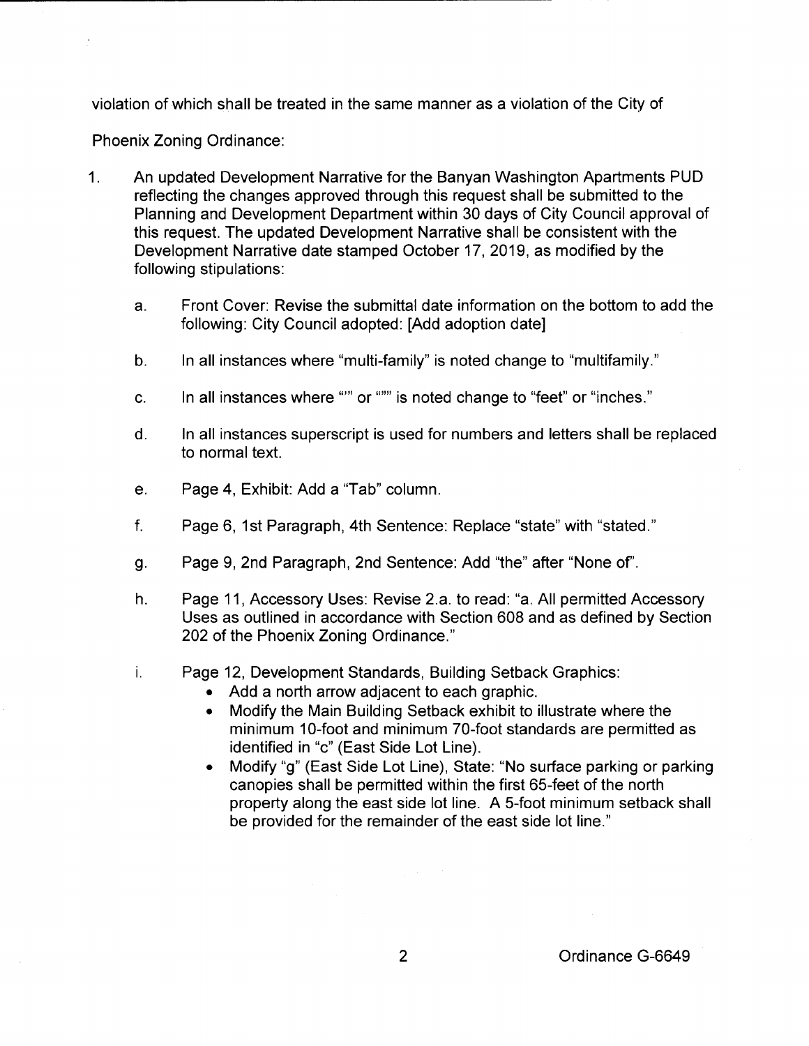violation of which shall be treated in the same manner as a violation of the City of

Phoenix Zoning Ordinance:

1. An updated Development Narrative for the Banyan Washington Apartments PUD reflecting the changes approved through this request shall be submitted to the Planning and Development Department within 30 days of City Council approval of this request. The updated Development Narrative shall be consistent with the Development Narrative date stamped October 17, 2019, as modified by the following stipulations:

   a. Front Cover: Revise the submittal date information on the bottom to add the following: City Council adopted: [Add adoption date]

   b. In all instances where "multi-family" is noted change to "multifamily."

   c. In all instances where "'" or """ is noted change to "feet" or "inches."

   d. In all instances superscript is used for numbers and letters shall be replaced to normal text.

   e. Page 4, Exhibit: Add a "Tab" column.

   f. Page 6, 1st Paragraph, 4th Sentence: Replace "state" with "stated."

   g. Page 9, 2nd Paragraph, 2nd Sentence: Add "the" after "None of".

   h. Page 11, Accessory Uses: Revise 2.a. to read: "a. All permitted Accessory Uses as outlined in accordance with Section 608 and as defined by Section 202 of the Phoenix Zoning Ordinance."

   i. Page 12, Development Standards, Building Setback Graphics:
      - Add a north arrow adjacent to each graphic.
      - Modify the Main Building Setback exhibit to illustrate where the minimum 10-foot and minimum 70-foot standards are permitted as identified in "c" (East Side Lot Line).
      - Modify "g" (East Side Lot Line), State: "No surface parking or parking canopies shall be permitted within the first 65-feet of the north property along the east side lot line. A 5-foot minimum setback shall be provided for the remainder of the east side lot line."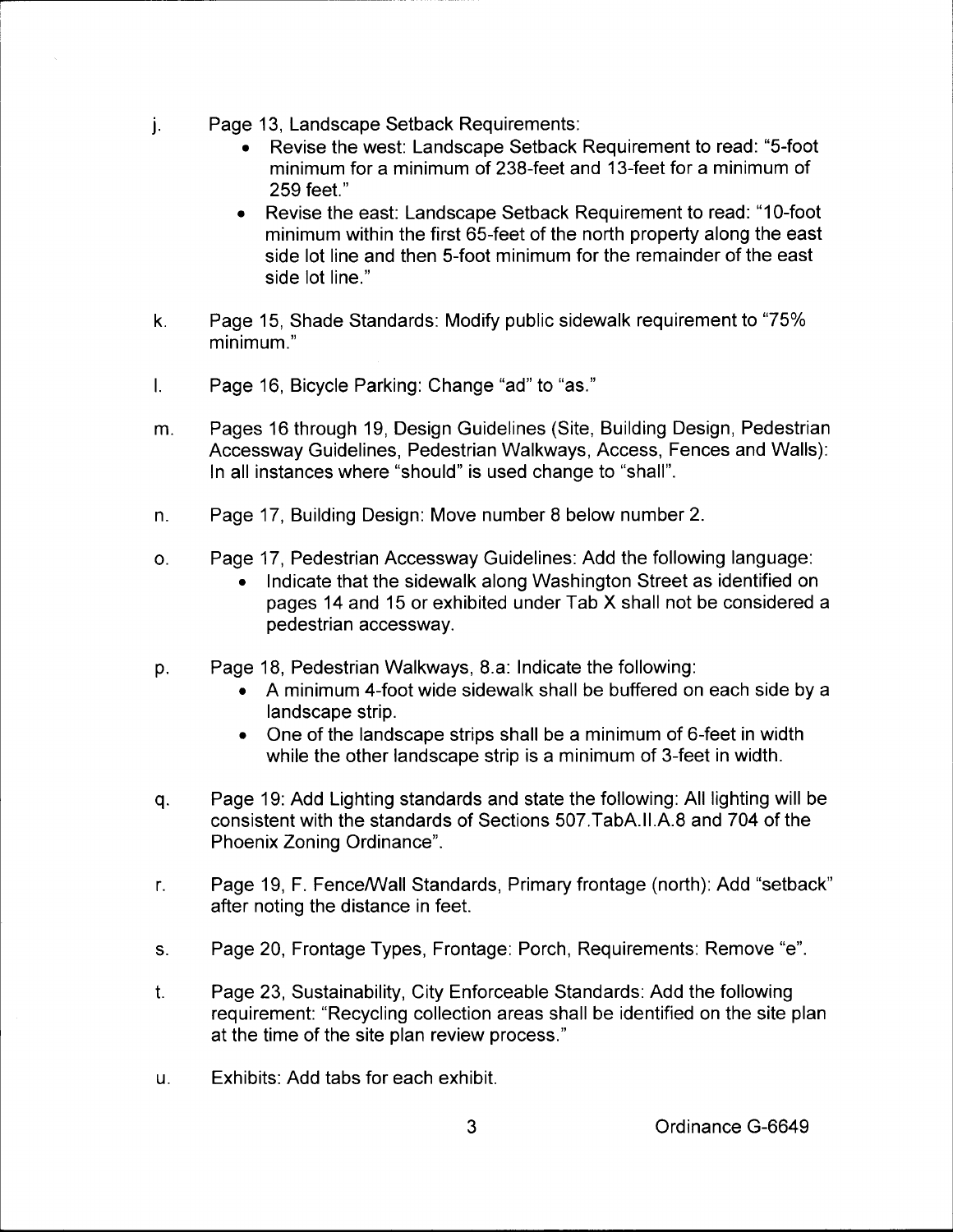j. Page 13, Landscape Setback Requirements:
   - Revise the west: Landscape Setback Requirement to read: "5-foot minimum for a minimum of 238-feet and 13-feet for a minimum of 259 feet."
   - Revise the east: Landscape Setback Requirement to read: "10-foot minimum within the first 65-feet of the north property along the east side lot line and then 5-foot minimum for the remainder of the east side lot line."

k. Page 15, Shade Standards: Modify public sidewalk requirement to "75% minimum."

l. Page 16, Bicycle Parking: Change "ad" to "as."

m. Pages 16 through 19, Design Guidelines (Site, Building Design, Pedestrian Accessway Guidelines, Pedestrian Walkways, Access, Fences and Walls): In all instances where "should" is used change to "shall".

n. Page 17, Building Design: Move number 8 below number 2.

o. Page 17, Pedestrian Accessway Guidelines: Add the following language:
   - Indicate that the sidewalk along Washington Street as identified on pages 14 and 15 or exhibited under Tab X shall not be considered a pedestrian accessway.

p. Page 18, Pedestrian Walkways, 8.a: Indicate the following:
   - A minimum 4-foot wide sidewalk shall be buffered on each side by a landscape strip.
   - One of the landscape strips shall be a minimum of 6-feet in width while the other landscape strip is a minimum of 3-feet in width.

q. Page 19: Add Lighting standards and state the following: All lighting will be consistent with the standards of Sections 507.TabA.II.A.8 and 704 of the Phoenix Zoning Ordinance".

r. Page 19, F. Fence/Wall Standards, Primary frontage (north): Add "setback" after noting the distance in feet.

s. Page 20, Frontage Types, Frontage: Porch, Requirements: Remove "e".

t. Page 23, Sustainability, City Enforceable Standards: Add the following requirement: "Recycling collection areas shall be identified on the site plan at the time of the site plan review process."

u. Exhibits: Add tabs for each exhibit.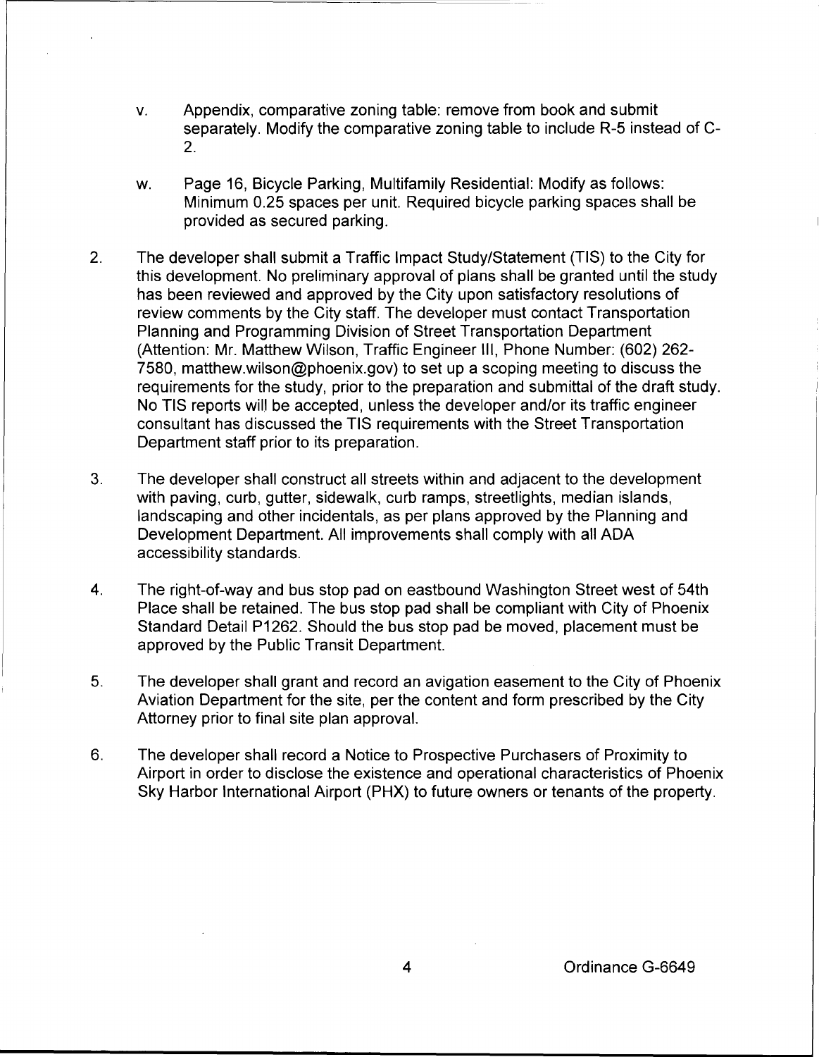v. Appendix, comparative zoning table: remove from book and submit separately. Modify the comparative zoning table to include R-5 instead of C-2.

w. Page 16, Bicycle Parking, Multifamily Residential: Modify as follows: Minimum 0.25 spaces per unit. Required bicycle parking spaces shall be provided as secured parking.

2. The developer shall submit a Traffic Impact Study/Statement (TIS) to the City for this development. No preliminary approval of plans shall be granted until the study has been reviewed and approved by the City upon satisfactory resolutions of review comments by the City staff. The developer must contact Transportation Planning and Programming Division of Street Transportation Department (Attention: Mr. Matthew Wilson, Traffic Engineer III, Phone Number: (602) 262-7580, matthew.wilson@phoenix.gov) to set up a scoping meeting to discuss the requirements for the study, prior to the preparation and submittal of the draft study. No TIS reports will be accepted, unless the developer and/or its traffic engineer consultant has discussed the TIS requirements with the Street Transportation Department staff prior to its preparation.

3. The developer shall construct all streets within and adjacent to the development with paving, curb, gutter, sidewalk, curb ramps, streetlights, median islands, landscaping and other incidentals, as per plans approved by the Planning and Development Department. All improvements shall comply with all ADA accessibility standards.

4. The right-of-way and bus stop pad on eastbound Washington Street west of 54th Place shall be retained. The bus stop pad shall be compliant with City of Phoenix Standard Detail P1262. Should the bus stop pad be moved, placement must be approved by the Public Transit Department.

5. The developer shall grant and record an avigation easement to the City of Phoenix Aviation Department for the site, per the content and form prescribed by the City Attorney prior to final site plan approval.

6. The developer shall record a Notice to Prospective Purchasers of Proximity to Airport in order to disclose the existence and operational characteristics of Phoenix Sky Harbor International Airport (PHX) to future owners or tenants of the property.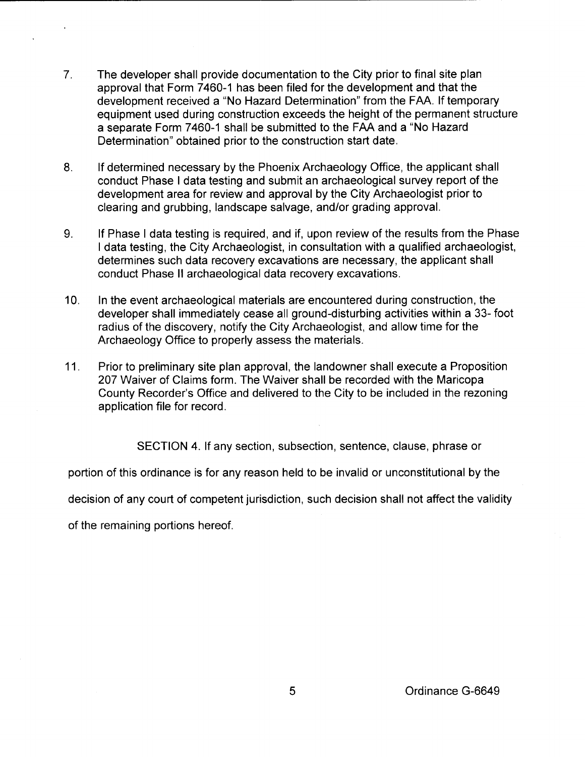7. The developer shall provide documentation to the City prior to final site plan approval that Form 7460-1 has been filed for the development and that the development received a "No Hazard Determination" from the FAA. If temporary equipment used during construction exceeds the height of the permanent structure a separate Form 7460-1 shall be submitted to the FAA and a "No Hazard Determination" obtained prior to the construction start date.

8. If determined necessary by the Phoenix Archaeology Office, the applicant shall conduct Phase I data testing and submit an archaeological survey report of the development area for review and approval by the City Archaeologist prior to clearing and grubbing, landscape salvage, and/or grading approval.

9. If Phase I data testing is required, and if, upon review of the results from the Phase I data testing, the City Archaeologist, in consultation with a qualified archaeologist, determines such data recovery excavations are necessary, the applicant shall conduct Phase II archaeological data recovery excavations.

10. In the event archaeological materials are encountered during construction, the developer shall immediately cease all ground-disturbing activities within a 33- foot radius of the discovery, notify the City Archaeologist, and allow time for the Archaeology Office to properly assess the materials.

11. Prior to preliminary site plan approval, the landowner shall execute a Proposition 207 Waiver of Claims form. The Waiver shall be recorded with the Maricopa County Recorder's Office and delivered to the City to be included in the rezoning application file for record.

SECTION 4. If any section, subsection, sentence, clause, phrase or portion of this ordinance is for any reason held to be invalid or unconstitutional by the decision of any court of competent jurisdiction, such decision shall not affect the validity of the remaining portions hereof.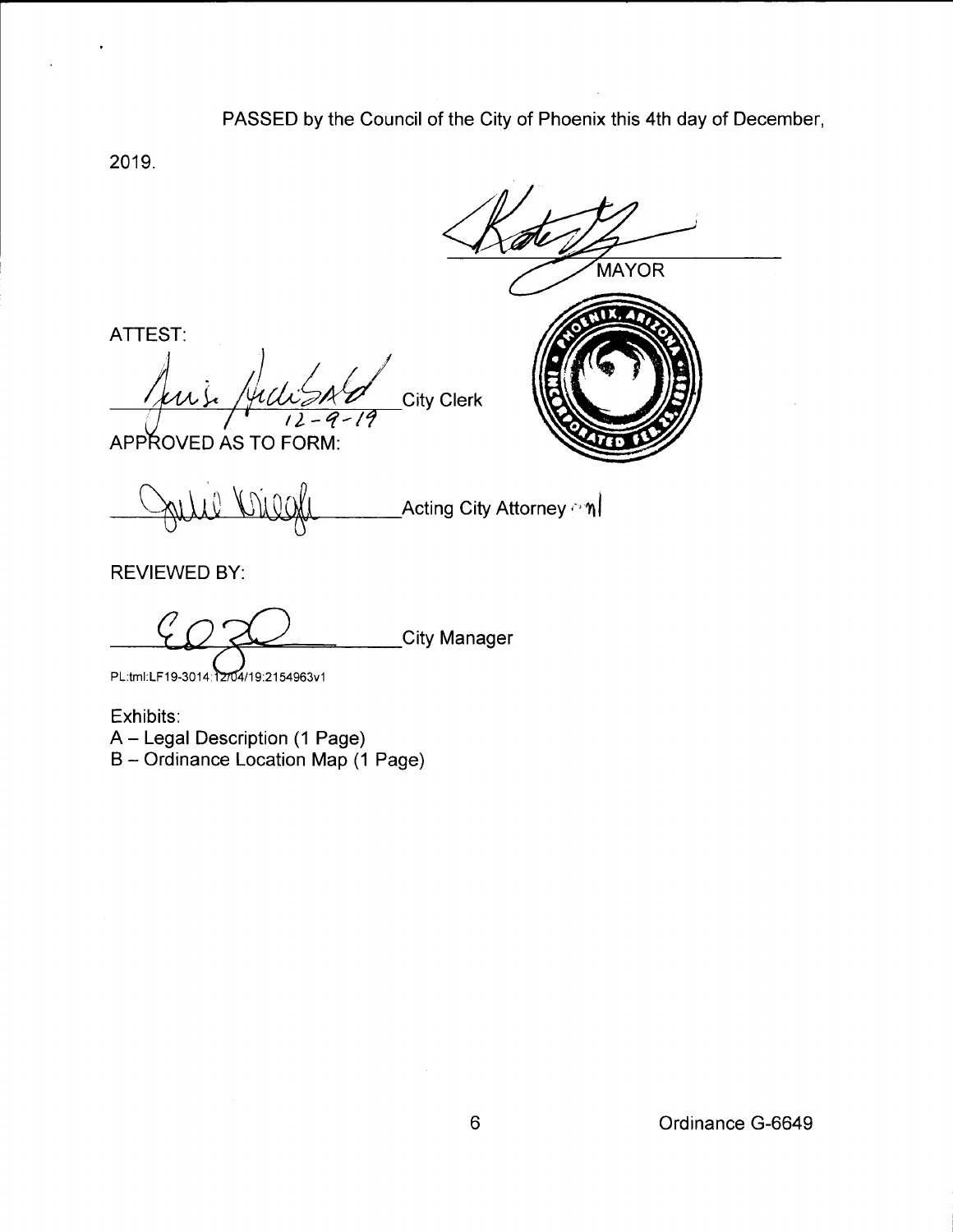PASSED by the Council of the City of Phoenix this 4th day of December, 2019.

MAYOR

ATTEST:

City Clerk

12-9-19

APPROVED AS TO FORM:

Acting City Attorney

REVIEWED BY:

City Manager

PL:tml:LF19-3014:12/04/19:2154963v1

Exhibits:

A – Legal Description (1 Page)

B – Ordinance Location Map (1 Page)

Ordinance G-6649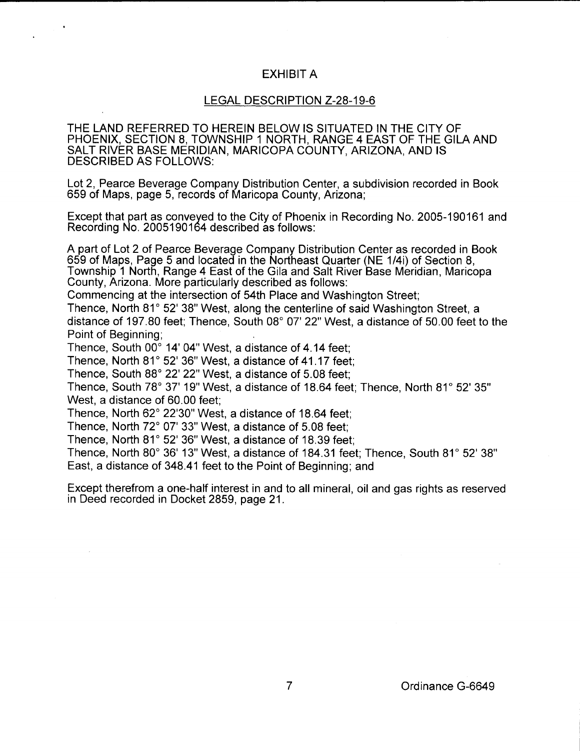# EXHIBIT A

## LEGAL DESCRIPTION Z-28-19-6

THE LAND REFERRED TO HEREIN BELOW IS SITUATED IN THE CITY OF PHOENIX, SECTION 8, TOWNSHIP 1 NORTH, RANGE 4 EAST OF THE GILA AND SALT RIVER BASE MERIDIAN, MARICOPA COUNTY, ARIZONA, AND IS DESCRIBED AS FOLLOWS:

Lot 2, Pearce Beverage Company Distribution Center, a subdivision recorded in Book 659 of Maps, page 5, records of Maricopa County, Arizona;

Except that part as conveyed to the City of Phoenix in Recording No. 2005-190161 and Recording No. 2005190164 described as follows:

A part of Lot 2 of Pearce Beverage Company Distribution Center as recorded in Book 659 of Maps, Page 5 and located in the Northeast Quarter (NE 1/4i) of Section 8, Township 1 North, Range 4 East of the Gila and Salt River Base Meridian, Maricopa County, Arizona. More particularly described as follows:
Commencing at the intersection of 54th Place and Washington Street;
Thence, North 81° 52' 38" West, along the centerline of said Washington Street, a distance of 197.80 feet; Thence, South 08° 07' 22" West, a distance of 50.00 feet to the Point of Beginning;
Thence, South 00° 14' 04" West, a distance of 4.14 feet;
Thence, North 81° 52' 36" West, a distance of 41.17 feet;
Thence, South 88° 22' 22" West, a distance of 5.08 feet;
Thence, South 78° 37' 19" West, a distance of 18.64 feet; Thence, North 81° 52' 35" West, a distance of 60.00 feet;
Thence, North 62° 22'30" West, a distance of 18.64 feet;
Thence, North 72° 07' 33" West, a distance of 5.08 feet;
Thence, North 81° 52' 36" West, a distance of 18.39 feet;
Thence, North 80° 36' 13" West, a distance of 184.31 feet; Thence, South 81° 52' 38" East, a distance of 348.41 feet to the Point of Beginning; and

Except therefrom a one-half interest in and to all mineral, oil and gas rights as reserved in Deed recorded in Docket 2859, page 21.

Ordinance G-6649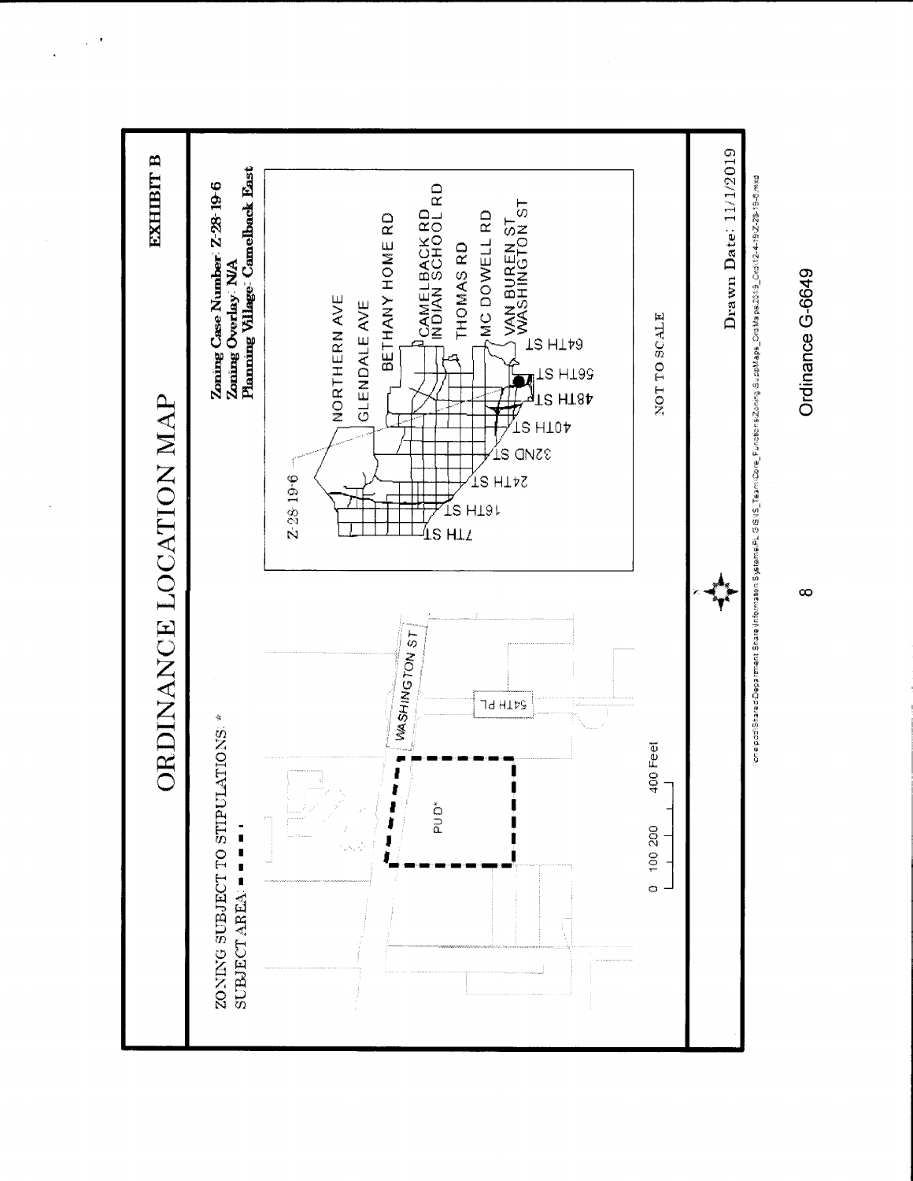# ORDINANCE LOCATION MAP

**EXHIBIT B**

ZONING SUBJECT TO STIPULATIONS: *

SUBJECT AREA: ▪ ▪ ▪ ▪

**Zoning Case Number: Z-28-19-6**
**Zoning Overlay: N/A**
**Planning Village: Camelback East**

WASHINGTON ST

54TH PL

PUD*

0 100 200 400 Feet

Z-28-19-6

NORTHERN AVE
GLENDALE AVE
BETHANY HOME RD
CAMELBACK RD
INDIAN SCHOOL RD
THOMAS RD
MC DOWELL RD
VAN BUREN ST
WASHINGTON ST

7TH ST
16TH ST
24TH ST
32ND ST
40TH ST
48TH ST
56TH ST
64TH ST

NOT TO SCALE

Drawn Date: 11/1/2019

\\one\pdd\Shared\Department Share\Information Systems\PL GIS\IS_Team\Core_Functions\Zoning\SuppMaps_OrdMaps\2019_Ord\12-4-19\Z-28-19-6.mxd

Ordinance G-6649